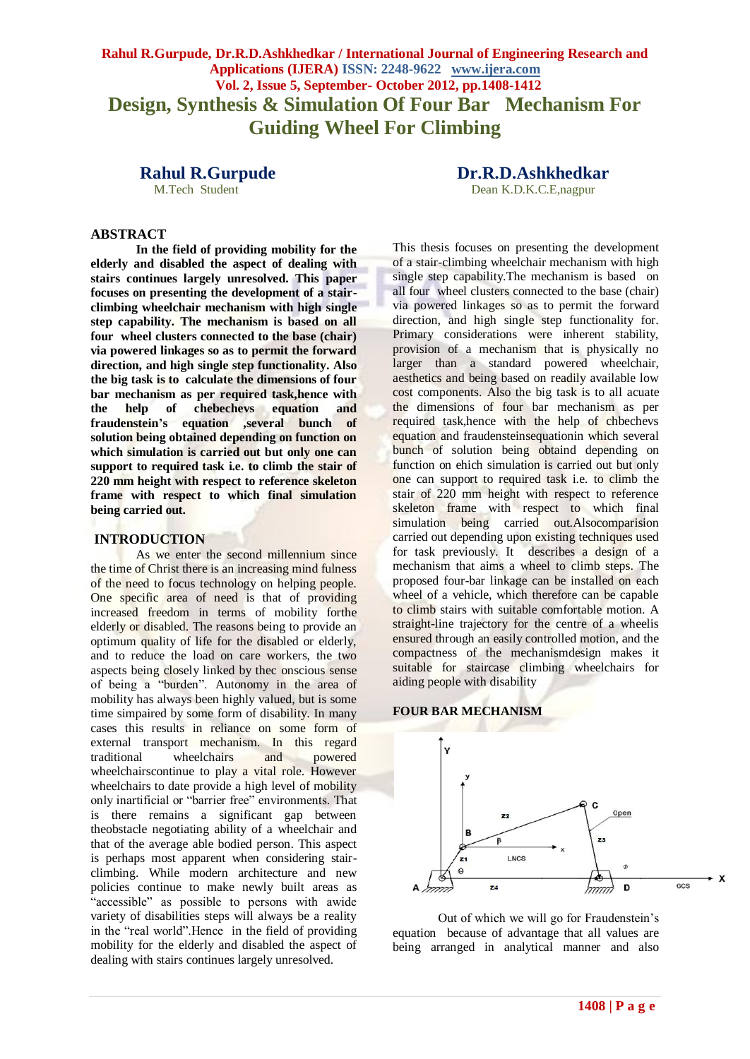# Design, Synthesis & Simulation Of Four Bar Mechanism For Guiding Wheel For Climbing

**Rahul R.Gurpude**
M.Tech Student

**Dr.R.D.Ashkhedkar**
Dean K.D.K.C.E,nagpur

## ABSTRACT

**In the field of providing mobility for the elderly and disabled the aspect of dealing with stairs continues largely unresolved. This paper focuses on presenting the development of a stair-climbing wheelchair mechanism with high single step capability. The mechanism is based on all four wheel clusters connected to the base (chair) via powered linkages so as to permit the forward direction, and high single step functionality. Also the big task is to calculate the dimensions of four bar mechanism as per required task,hence with the help of chebechevs equation and fraudenstein's equation ,several bunch of solution being obtained depending on function on which simulation is carried out but only one can support to required task i.e. to climb the stair of 220 mm height with respect to reference skeleton frame with respect to which final simulation being carried out.**

## INTRODUCTION

As we enter the second millennium since the time of Christ there is an increasing mind fulness of the need to focus technology on helping people. One specific area of need to focus of providing increased freedom in terms of mobility forthe elderly or disabled. The reasons being to provide an optimum quality of life for the disabled or elderly, and to reduce the load on care workers, the two aspects being closely linked by thec onscious sense of being a "burden". Autonomy in the area of mobility has always been highly valued, but is some time simpaired by some form of disability. In many cases this results in reliance on some form of external transport mechanism. In this regard traditional wheelchairs and powered wheelchairscontinue to play a vital role. However wheelchairs to date provide a high level of mobility only inartificial or "barrier free" environments. That is there remains a significant gap between theobstacle negotiating ability of a wheelchair and that of the average able bodied person. This aspect is perhaps most apparent when considering stair-climbing. While modern architecture and new policies continue to make newly built areas as "accessible" as possible to persons with awide variety of disabilities steps will always be a reality in the "real world".Hence in the field of providing mobility for the elderly and disabled the aspect of dealing with stairs continues largely unresolved.

This thesis focuses on presenting the development of a stair-climbing wheelchair mechanism with high single step capability.The mechanism is based on all four wheel clusters connected to the base (chair) via powered linkages so as to permit the forward direction, and high single step functionality for. Primary considerations were inherent stability, provision of a mechanism that is physically no larger than a standard powered wheelchair, aesthetics and being based on readily available low cost components. Also the big task is to all acuate the dimensions of four bar mechanism as per required task,hence with the help of chbechevs equation and fraudensteinsequationin which several bunch of solution being obtaind depending on function on ehich simulation is carried out but only one can support to required task i.e. to climb the stair of 220 mm height with respect to reference skeleton frame with respect to which final simulation being carried out.Alsocomparision carried out depending upon existing techniques used for task previously. It describes a design of a mechanism that aims a wheel to climb steps. The proposed four-bar linkage can be installed on each wheel of a vehicle, which therefore can be capable to climb stairs with suitable comfortable motion. A straight-line trajectory for the centre of a wheelis ensured through an easily controlled motion, and the compactness of the mechanismdesign makes it suitable for staircase climbing wheelchairs for aiding people with disability

## FOUR BAR MECHANISM

Out of which we will go for Fraudenstein's equation because of advantage that all values are being arranged in analytical manner and also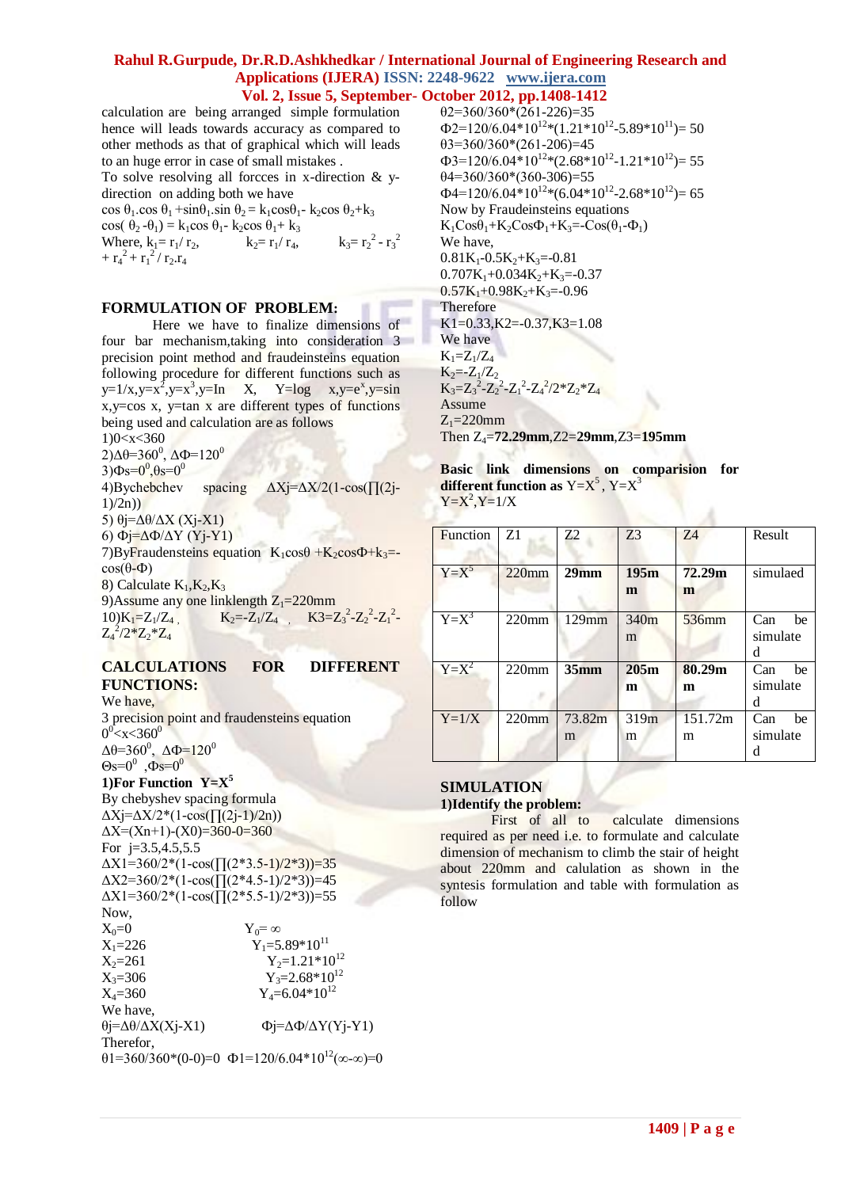calculation are being arranged simple formulation hence will leads towards accuracy as compared to other methods as that of graphical which will leads to an huge error in case of small mistakes .

To solve resolving all forcces in x-direction & y-direction on adding both we have

$\cos\theta_1.\cos\theta_1 + \sin\theta_1.\sin\theta_2 = k_1\cos\theta_1 - k_2\cos\theta_2 + k_3$

$\cos(\theta_2 - \theta_1) = k_1\cos\theta_1 - k_2\cos\theta_1 + k_3$

Where, $k_1 = r_1/r_2$, $k_2 = r_1/r_4$, $k_3 = r_2^2 - r_3^2 + r_4^2 + r_1^2 / r_2.r_4$

## FORMULATION OF PROBLEM:

Here we have to finalize dimensions of four bar mechanism,taking into consideration 3 precision point method and fraudeinsteins equation following procedure for different functions such as $y=1/x, y=x^2, y=x^3$, y=In X, Y=log x, $y=e^x$, y=sin x, y=cos x, y=tan x are different types of functions being used and calculation are as follows

1) $0<x<360$
2) $\Delta\theta=360^0$, $\Delta\Phi=120^0$
3) $\Phi s=0^0$, $\theta s=0^0$
4) Bychebchev spacing $\Delta Xj=\Delta X/2(1-\cos(\prod(2j-1)/2n))$
5) $\theta j=\Delta\theta/\Delta X\ (Xj-X1)$
6) $\Phi j=\Delta\Phi/\Delta Y\ (Yj-Y1)$
7) ByFraudensteins equation $K_1\cos\theta + K_2\cos\Phi + k_3 = -\cos(\theta-\Phi)$
8) Calculate $K_1, K_2, K_3$
9) Assume any one linklength $Z_1$=220mm
10) $K_1=Z_1/Z_4$, $K_2=-Z_1/Z_4$, $K3=Z_3^2-Z_2^2-Z_1^2-Z_4^2/2*Z_2*Z_4$

## CALCULATIONS FOR DIFFERENT FUNCTIONS:

We have,

3 precision point and fraudensteins equation

$0^0<x<360^0$

$\Delta\theta=360^0$, $\Delta\Phi=120^0$

$\Theta s=0^0$, $\Phi s=0^0$

### 1)For Function $Y=X^5$

By chebyshev spacing formula

$\Delta Xj=\Delta X/2*(1-\cos(\prod(2j-1)/2n))$

$\Delta X=(Xn+1)-(X0)=360-0=360$

For j=3.5,4.5,5.5

$\Delta X1=360/2*(1-\cos(\prod(2*3.5-1)/2*3))=35$

$\Delta X2=360/2*(1-\cos(\prod(2*4.5-1)/2*3))=45$

$\Delta X1=360/2*(1-\cos(\prod(2*5.5-1)/2*3))=55$

Now,

$X_0=0$ $\quad Y_0=\infty$

$X_1=226$ $\quad Y_1=5.89*10^{11}$

$X_2=261$ $\quad Y_2=1.21*10^{12}$

$X_3=306$ $\quad Y_3=2.68*10^{12}$

$X_4=360$ $\quad Y_4=6.04*10^{12}$

We have,

$\theta j=\Delta\theta/\Delta X(Xj-X1)$ $\quad \Phi j=\Delta\Phi/\Delta Y(Yj-Y1)$

Therefor,

$\theta1=360/360*(0-0)=0$ $\quad \Phi1=120/6.04*10^{12}(\infty-\infty)=0$

$\theta2=360/360*(261-226)=35$

$\Phi2=120/6.04*10^{12}*(1.21*10^{12}-5.89*10^{11})=50$

$\theta3=360/360*(261-206)=45$

$\Phi3=120/6.04*10^{12}*(2.68*10^{12}-1.21*10^{12})=55$

$\theta4=360/360*(360-306)=55$

$\Phi4=120/6.04*10^{12}*(6.04*10^{12}-2.68*10^{12})=65$

Now by Fraudeinsteins equations

$K_1\cos\theta_1+K_2\cos\Phi_1+K_3=-\cos(\theta_1-\Phi_1)$

We have,

$0.81K_1-0.5K_2+K_3=-0.81$

$0.707K_1+0.034K_2+K_3=-0.37$

$0.57K_1+0.98K_2+K_3=-0.96$

Therefore

K1=0.33,K2=-0.37,K3=1.08

We have

$K_1=Z_1/Z_4$

$K_2=-Z_1/Z_2$

$K_3=Z_3^2-Z_2^2-Z_1^2-Z_4^2/2*Z_2*Z_4$

Assume

$Z_1$=220mm

Then $Z_4$=**72.29mm**,Z2=**29mm**,Z3=**195mm**

**Basic link dimensions on comparision for different function as** $Y=X^5$, $Y=X^3$ $Y=X^2$, $Y=1/X$

| Function | Z1 | Z2 | Z3 | Z4 | Result |
|---|---|---|---|---|---|
| $Y=X^5$ | 220mm | **29mm** | **195mm** | **72.29mm** | simulaed |
| $Y=X^3$ | 220mm | 129mm | 340mm | 536mm | Can be simulated |
| $Y=X^2$ | 220mm | **35mm** | **205mm** | **80.29mm** | Can be simulated |
| $Y=1/X$ | 220mm | 73.82mm | 319mm | 151.72mm | Can be simulated |

## SIMULATION

### 1)Identify the problem:

First of all to calculate dimensions required as per need i.e. to formulate and calculate dimension of mechanism to climb the stair of height about 220mm and calulation as shown in the syntesis formulation and table with formulation as follow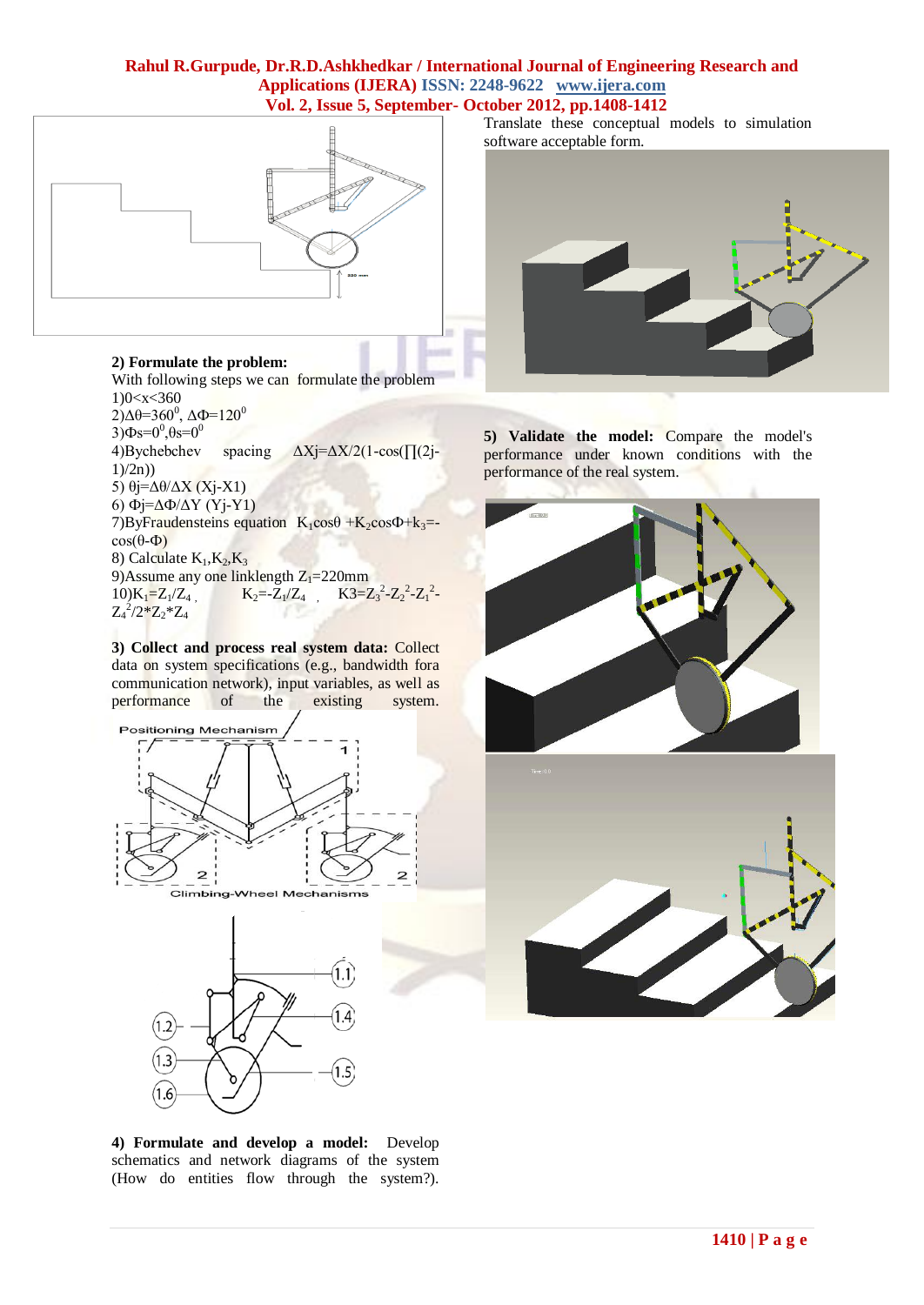**2) Formulate the problem:**

With following steps we can formulate the problem

1) $0<x<360$

2) $\Delta\theta=360^0$, $\Delta\Phi=120^0$

3) $\Phi s=0^0, \theta s=0^0$

4) Bychebchev spacing $\Delta Xj=\Delta X/2(1-\cos(\prod(2j-1)/2n))$

5) $\theta j=\Delta\theta/\Delta X\ (Xj-X1)$

6) $\Phi j=\Delta\Phi/\Delta Y\ (Yj-Y1)$

7) By Fraudensteins equation $K_1\cos\theta + K_2\cos\Phi + k_3 = -\cos(\theta-\Phi)$

8) Calculate $K_1, K_2, K_3$

9) Assume any one linklength $Z_1=220mm$

10) $K_1=Z_1/Z_4$, $K_2=-Z_1/Z_4$, $K3=Z_3^2-Z_2^2-Z_1^2-Z_4^2/2*Z_2*Z_4$

**3) Collect and process real system data:** Collect data on system specifications (e.g., bandwidth fora communication network), input variables, as well as performance of the existing system.

**4) Formulate and develop a model:** Develop schematics and network diagrams of the system (How do entities flow through the system?). Translate these conceptual models to simulation software acceptable form.

**5) Validate the model:** Compare the model's performance under known conditions with the performance of the real system.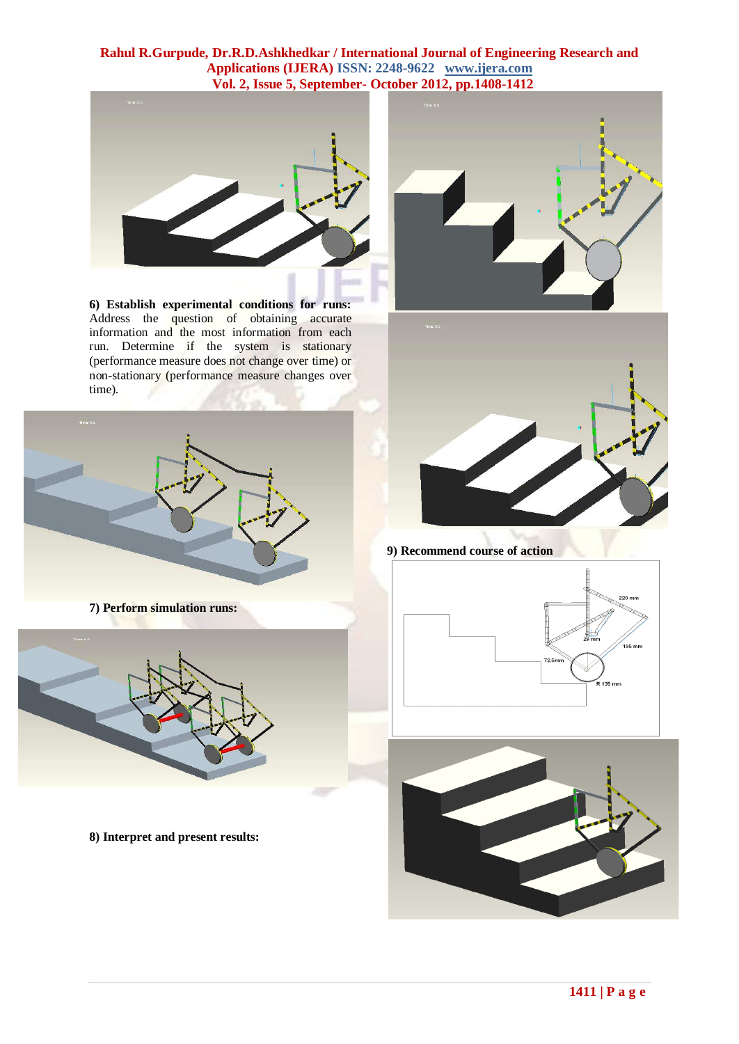**6) Establish experimental conditions for runs:** Address the question of obtaining accurate information and the most information from each run. Determine if the system is stationary (performance measure does not change over time) or non-stationary (performance measure changes over time).

**7) Perform simulation runs:**

**8) Interpret and present results:**

**9) Recommend course of action**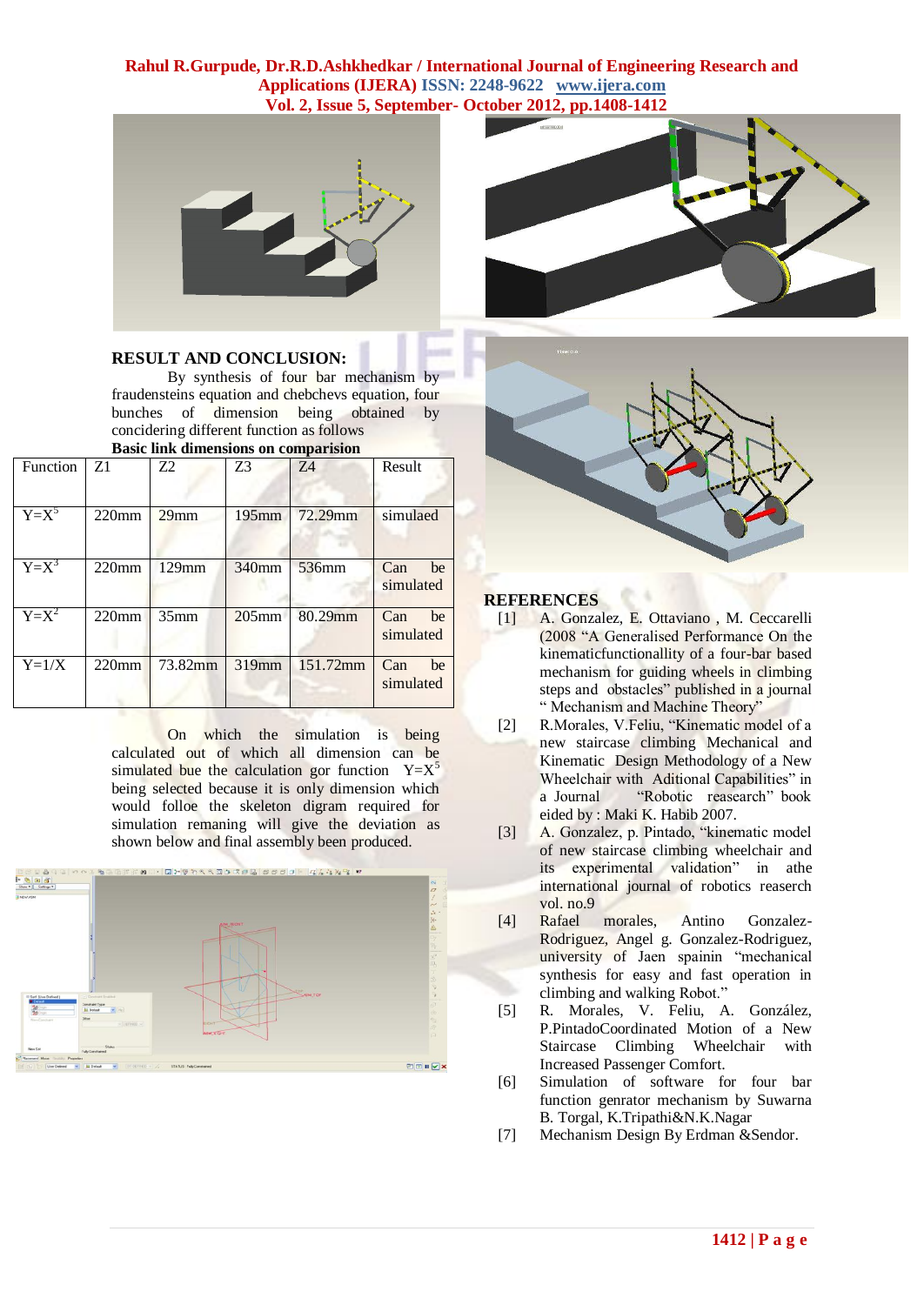## RESULT AND CONCLUSION:

By synthesis of four bar mechanism by fraudensteins equation and chebchevs equation, four bunches of dimension being obtained by concidering different function as follows

**Basic link dimensions on comparision**

| Function | Z1 | Z2 | Z3 | Z4 | Result |
|---|---|---|---|---|---|
| $Y=X^5$ | 220mm | 29mm | 195mm | 72.29mm | simulaed |
| $Y=X^3$ | 220mm | 129mm | 340mm | 536mm | Can be simulated |
| $Y=X^2$ | 220mm | 35mm | 205mm | 80.29mm | Can be simulated |
| Y=1/X | 220mm | 73.82mm | 319mm | 151.72mm | Can be simulated |

On which the simulation is being calculated out of which all dimension can be simulated bue the calculation gor function $Y=X^5$ being selected because it is only dimension which would folloe the skeleton digram required for simulation remaning will give the deviation as shown below and final assembly been produced.

## REFERENCES

[1] A. Gonzalez, E. Ottaviano , M. Ceccarelli (2008 "A Generalised Performance On the kinematicfunctionallity of a four-bar based mechanism for guiding wheels in climbing steps and obstacles" published in a journal " Mechanism and Machine Theory"

[2] R.Morales, V.Feliu, "Kinematic model of a new staircase climbing Mechanical and Kinematic Design Methodology of a New Wheelchair with Aditional Capabilities" in a Journal "Robotic reasearch" book eided by : Maki K. Habib 2007.

[3] A. Gonzalez, p. Pintado, "kinematic model of new staircase climbing wheelchair and its experimental validation" in athe international journal of robotics reaserch vol. no.9

[4] Rafael morales, Antino Gonzalez-Rodriguez, Angel g. Gonzalez-Rodriguez, university of Jaen spainin "mechanical synthesis for easy and fast operation in climbing and walking Robot."

[5] R. Morales, V. Feliu, A. González, P.PintadoCoordinated Motion of a New Staircase Climbing Wheelchair with Increased Passenger Comfort.

[6] Simulation of software for four bar function genrator mechanism by Suwarna B. Torgal, K.Tripathi&N.K.Nagar

[7] Mechanism Design By Erdman &Sendor.